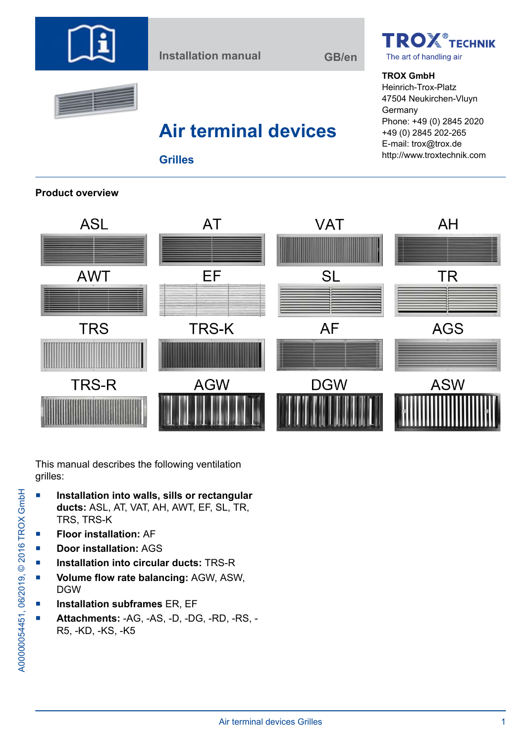Installation manual GB/en

TROX® TECHNIK
The art of handling air

**TROX GmbH**
Heinrich-Trox-Platz
47504 Neukirchen-Vluyn
Germany
Phone: +49 (0) 2845 2020
+49 (0) 2845 202-265
E-mail: trox@trox.de
http://www.troxtechnik.com

# Air terminal devices

## Grilles

### Product overview

ASL, AT, VAT, AH, AWT, EF, SL, TR, TRS, TRS-K, AF, AGS, TRS-R, AGW, DGW, ASW

This manual describes the following ventilation grilles:

- **Installation into walls, sills or rectangular ducts:** ASL, AT, VAT, AH, AWT, EF, SL, TR, TRS, TRS-K
- **Floor installation:** AF
- **Door installation:** AGS
- **Installation into circular ducts:** TRS-R
- **Volume flow rate balancing:** AGW, ASW, DGW
- **Installation subframes** ER, EF
- **Attachments:** -AG, -AS, -D, -DG, -RD, -RS, -R5, -KD, -KS, -K5

A00000054451, 06/2019, © 2016 TROX GmbH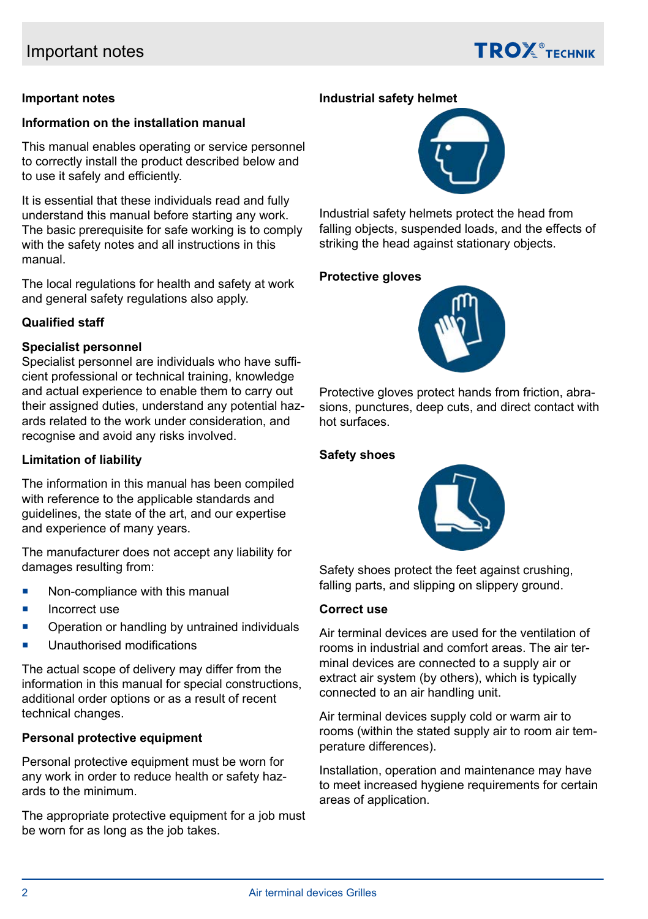## Important notes

### Information on the installation manual

This manual enables operating or service personnel to correctly install the product described below and to use it safely and efficiently.

It is essential that these individuals read and fully understand this manual before starting any work. The basic prerequisite for safe working is to comply with the safety notes and all instructions in this manual.

The local regulations for health and safety at work and general safety regulations also apply.

### Qualified staff

**Specialist personnel**
Specialist personnel are individuals who have sufficient professional or technical training, knowledge and actual experience to enable them to carry out their assigned duties, understand any potential hazards related to the work under consideration, and recognise and avoid any risks involved.

### Limitation of liability

The information in this manual has been compiled with reference to the applicable standards and guidelines, the state of the art, and our expertise and experience of many years.

The manufacturer does not accept any liability for damages resulting from:

- Non-compliance with this manual
- Incorrect use
- Operation or handling by untrained individuals
- Unauthorised modifications

The actual scope of delivery may differ from the information in this manual for special constructions, additional order options or as a result of recent technical changes.

### Personal protective equipment

Personal protective equipment must be worn for any work in order to reduce health or safety hazards to the minimum.

The appropriate protective equipment for a job must be worn for as long as the job takes.

**Industrial safety helmet**

Industrial safety helmets protect the head from falling objects, suspended loads, and the effects of striking the head against stationary objects.

**Protective gloves**

Protective gloves protect hands from friction, abrasions, punctures, deep cuts, and direct contact with hot surfaces.

**Safety shoes**

Safety shoes protect the feet against crushing, falling parts, and slipping on slippery ground.

### Correct use

Air terminal devices are used for the ventilation of rooms in industrial and comfort areas. The air terminal devices are connected to a supply air or extract air system (by others), which is typically connected to an air handling unit.

Air terminal devices supply cold or warm air to rooms (within the stated supply air to room air temperature differences).

Installation, operation and maintenance may have to meet increased hygiene requirements for certain areas of application.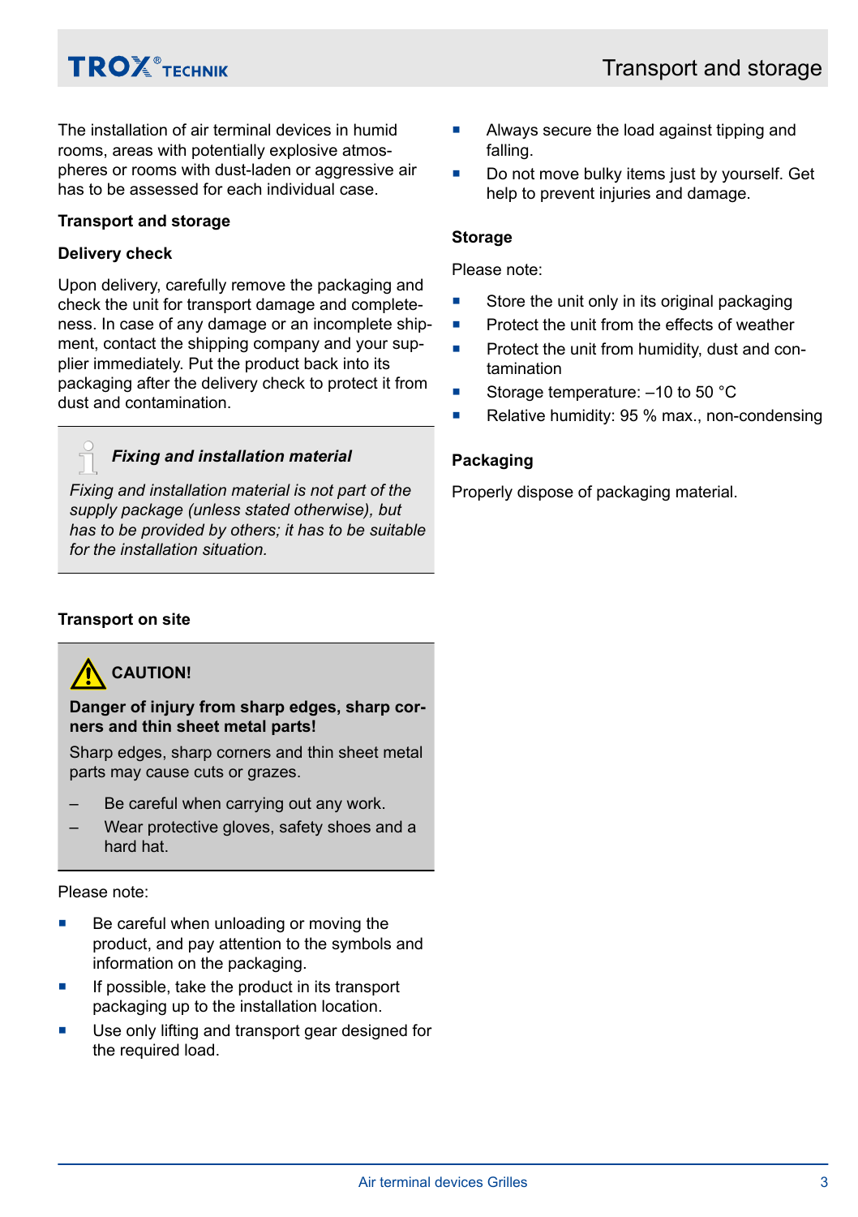The installation of air terminal devices in humid rooms, areas with potentially explosive atmospheres or rooms with dust-laden or aggressive air has to be assessed for each individual case.

## Transport and storage

### Delivery check

Upon delivery, carefully remove the packaging and check the unit for transport damage and completeness. In case of any damage or an incomplete shipment, contact the shipping company and your supplier immediately. Put the product back into its packaging after the delivery check to protect it from dust and contamination.

> ***Fixing and installation material***
>
> *Fixing and installation material is not part of the supply package (unless stated otherwise), but has to be provided by others; it has to be suitable for the installation situation.*

### Transport on site

> **CAUTION!**
>
> **Danger of injury from sharp edges, sharp corners and thin sheet metal parts!**
>
> Sharp edges, sharp corners and thin sheet metal parts may cause cuts or grazes.
>
> – Be careful when carrying out any work.
>
> – Wear protective gloves, safety shoes and a hard hat.

Please note:

- Be careful when unloading or moving the product, and pay attention to the symbols and information on the packaging.
- If possible, take the product in its transport packaging up to the installation location.
- Use only lifting and transport gear designed for the required load.
- Always secure the load against tipping and falling.
- Do not move bulky items just by yourself. Get help to prevent injuries and damage.

### Storage

Please note:

- Store the unit only in its original packaging
- Protect the unit from the effects of weather
- Protect the unit from humidity, dust and contamination
- Storage temperature: –10 to 50 °C
- Relative humidity: 95 % max., non-condensing

### Packaging

Properly dispose of packaging material.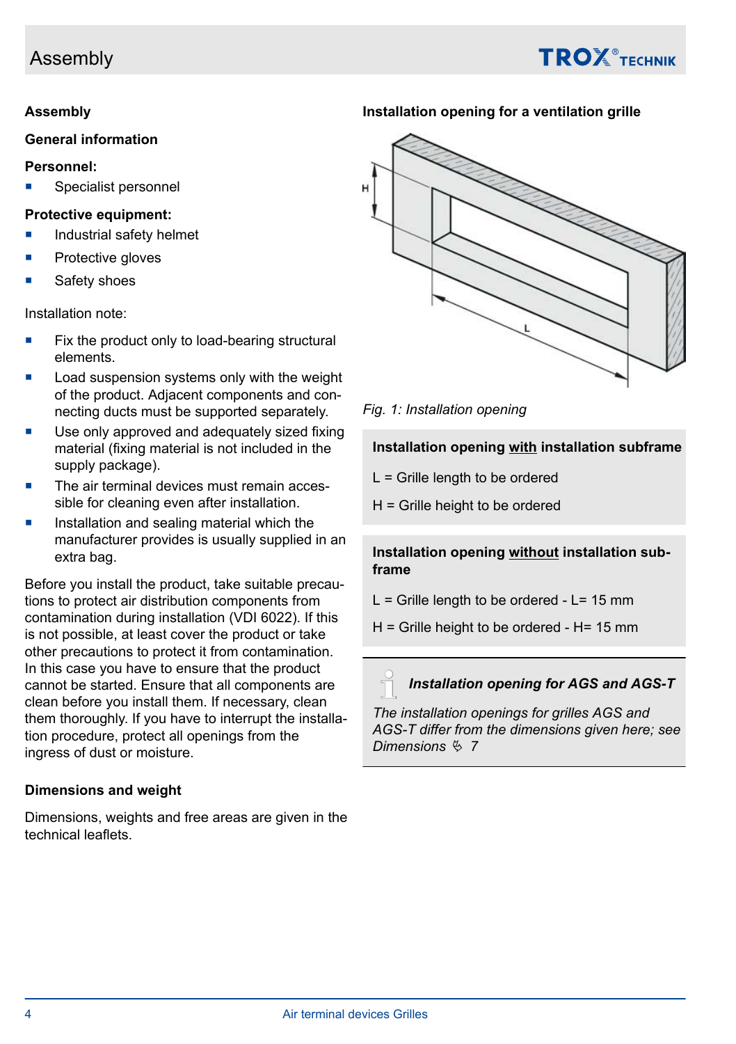## Assembly

### General information

**Personnel:**

- Specialist personnel

**Protective equipment:**

- Industrial safety helmet
- Protective gloves
- Safety shoes

Installation note:

- Fix the product only to load-bearing structural elements.
- Load suspension systems only with the weight of the product. Adjacent components and connecting ducts must be supported separately.
- Use only approved and adequately sized fixing material (fixing material is not included in the supply package).
- The air terminal devices must remain accessible for cleaning even after installation.
- Installation and sealing material which the manufacturer provides is usually supplied in an extra bag.

Before you install the product, take suitable precautions to protect air distribution components from contamination during installation (VDI 6022). If this is not possible, at least cover the product or take other precautions to protect it from contamination. In this case you have to ensure that the product cannot be started. Ensure that all components are clean before you install them. If necessary, clean them thoroughly. If you have to interrupt the installation procedure, protect all openings from the ingress of dust or moisture.

### Dimensions and weight

Dimensions, weights and free areas are given in the technical leaflets.

### Installation opening for a ventilation grille

*Fig. 1: Installation opening*

**Installation opening with installation subframe**

L = Grille length to be ordered

H = Grille height to be ordered

**Installation opening without installation subframe**

L = Grille length to be ordered - L= 15 mm

H = Grille height to be ordered - H= 15 mm

***Installation opening for AGS and AGS-T***

*The installation openings for grilles AGS and AGS-T differ from the dimensions given here; see Dimensions ✎ 7*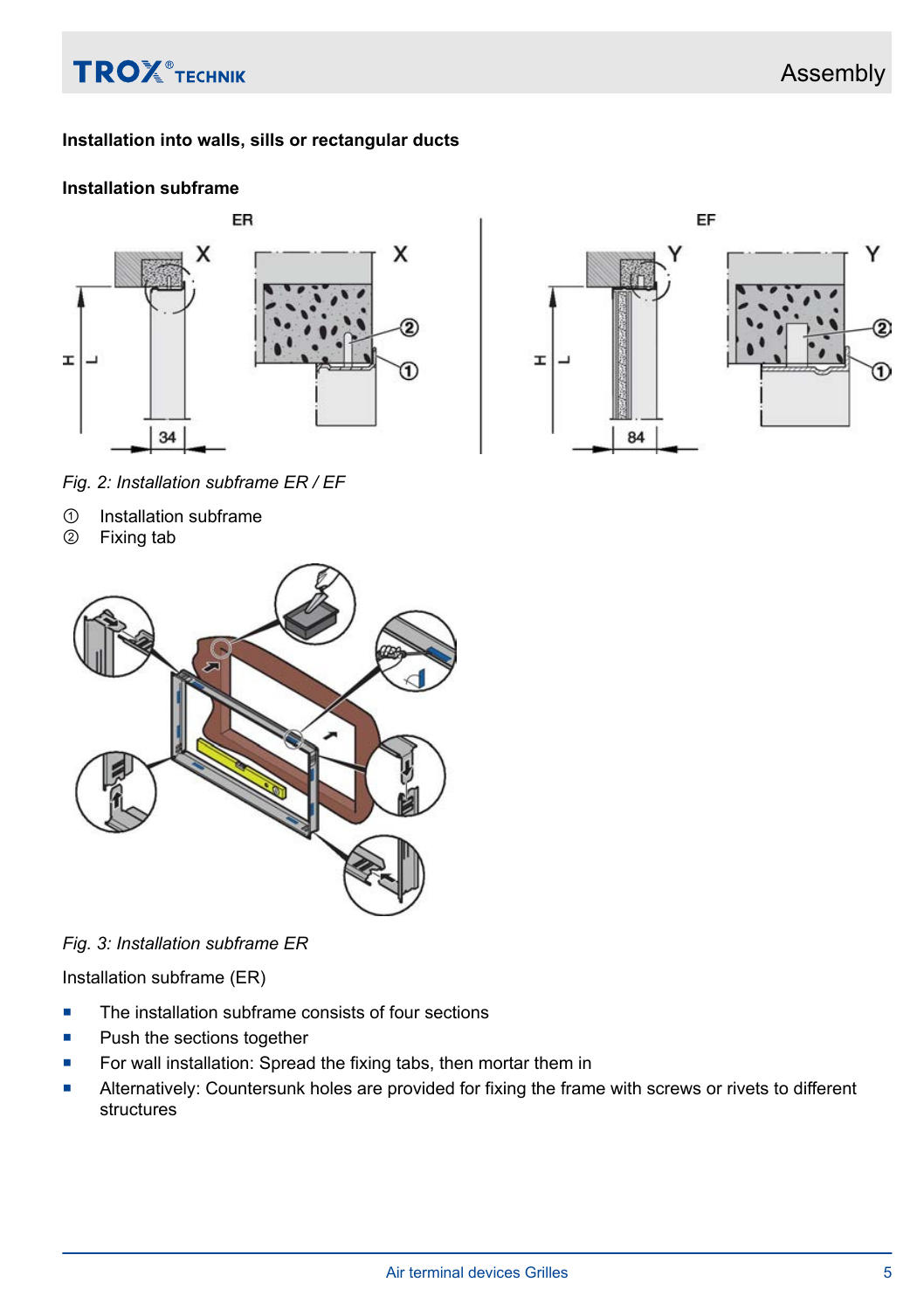## Installation into walls, sills or rectangular ducts

### Installation subframe

Fig. 2: Installation subframe ER / EF

① Installation subframe
② Fixing tab

Fig. 3: Installation subframe ER

Installation subframe (ER)

- The installation subframe consists of four sections
- Push the sections together
- For wall installation: Spread the fixing tabs, then mortar them in
- Alternatively: Countersunk holes are provided for fixing the frame with screws or rivets to different structures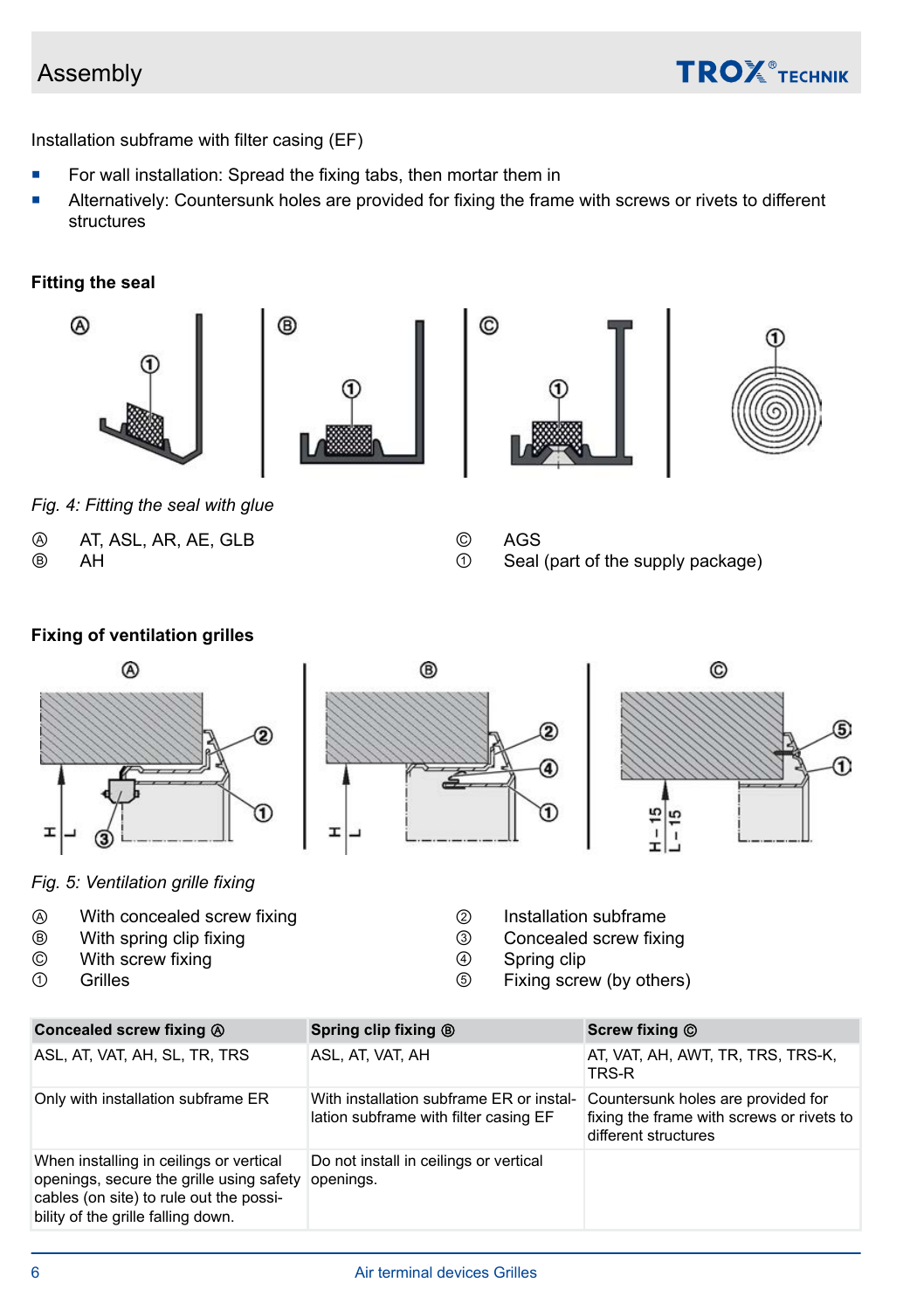Installation subframe with filter casing (EF)

- For wall installation: Spread the fixing tabs, then mortar them in
- Alternatively: Countersunk holes are provided for fixing the frame with screws or rivets to different structures

### Fitting the seal

*Fig. 4: Fitting the seal with glue*

| | | | |
|---|---|---|---|
| Ⓐ | AT, ASL, AR, AE, GLB | Ⓒ | AGS |
| Ⓑ | AH | ① | Seal (part of the supply package) |

### Fixing of ventilation grilles

*Fig. 5: Ventilation grille fixing*

| | | | |
|---|---|---|---|
| Ⓐ | With concealed screw fixing | ② | Installation subframe |
| Ⓑ | With spring clip fixing | ③ | Concealed screw fixing |
| Ⓒ | With screw fixing | ④ | Spring clip |
| ① | Grilles | ⑤ | Fixing screw (by others) |

| Concealed screw fixing Ⓐ | Spring clip fixing Ⓑ | Screw fixing Ⓒ |
|---|---|---|
| ASL, AT, VAT, AH, SL, TR, TRS | ASL, AT, VAT, AH | AT, VAT, AH, AWT, TR, TRS, TRS-K, TRS-R |
| Only with installation subframe ER | With installation subframe ER or installation subframe with filter casing EF | Countersunk holes are provided for fixing the frame with screws or rivets to different structures |
| When installing in ceilings or vertical openings, secure the grille using safety cables (on site) to rule out the possibility of the grille falling down. | Do not install in ceilings or vertical openings. | |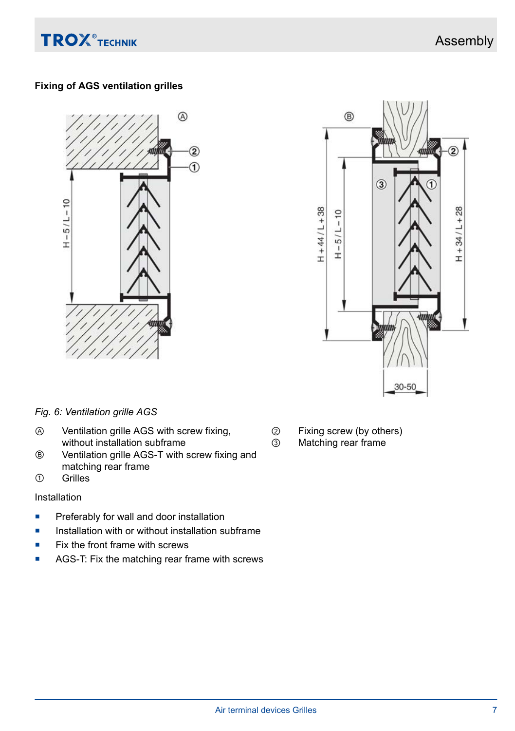### Fixing of AGS ventilation grilles

*Fig. 6: Ventilation grille AGS*

Ⓐ Ventilation grille AGS with screw fixing, without installation subframe

Ⓑ Ventilation grille AGS-T with screw fixing and matching rear frame

① Grilles

② Fixing screw (by others)

③ Matching rear frame

Installation

- Preferably for wall and door installation
- Installation with or without installation subframe
- Fix the front frame with screws
- AGS-T: Fix the matching rear frame with screws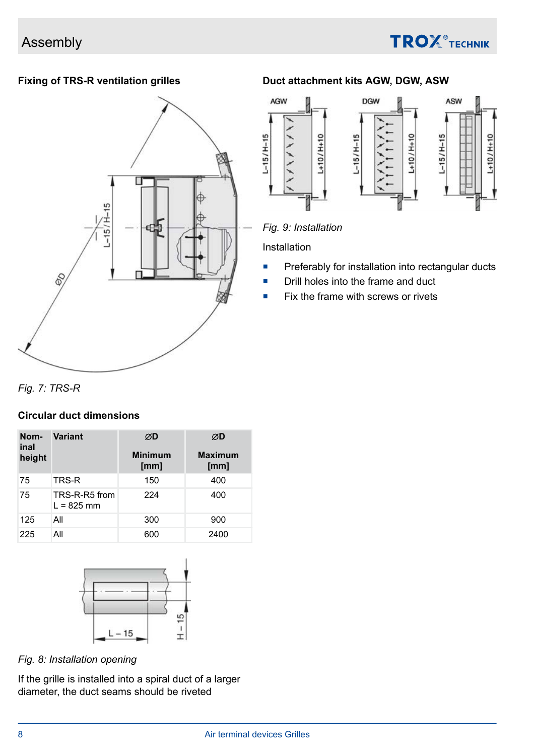## Assembly

### Fixing of TRS-R ventilation grilles

*Fig. 7: TRS-R*

### Circular duct dimensions

| Nominal height | Variant | ⌀D Minimum [mm] | ⌀D Maximum [mm] |
|---|---|---|---|
| 75 | TRS-R | 150 | 400 |
| 75 | TRS-R-R5 from L = 825 mm | 224 | 400 |
| 125 | All | 300 | 900 |
| 225 | All | 600 | 2400 |

*Fig. 8: Installation opening*

If the grille is installed into a spiral duct of a larger diameter, the duct seams should be riveted

### Duct attachment kits AGW, DGW, ASW

*Fig. 9: Installation*

Installation

- Preferably for installation into rectangular ducts
- Drill holes into the frame and duct
- Fix the frame with screws or rivets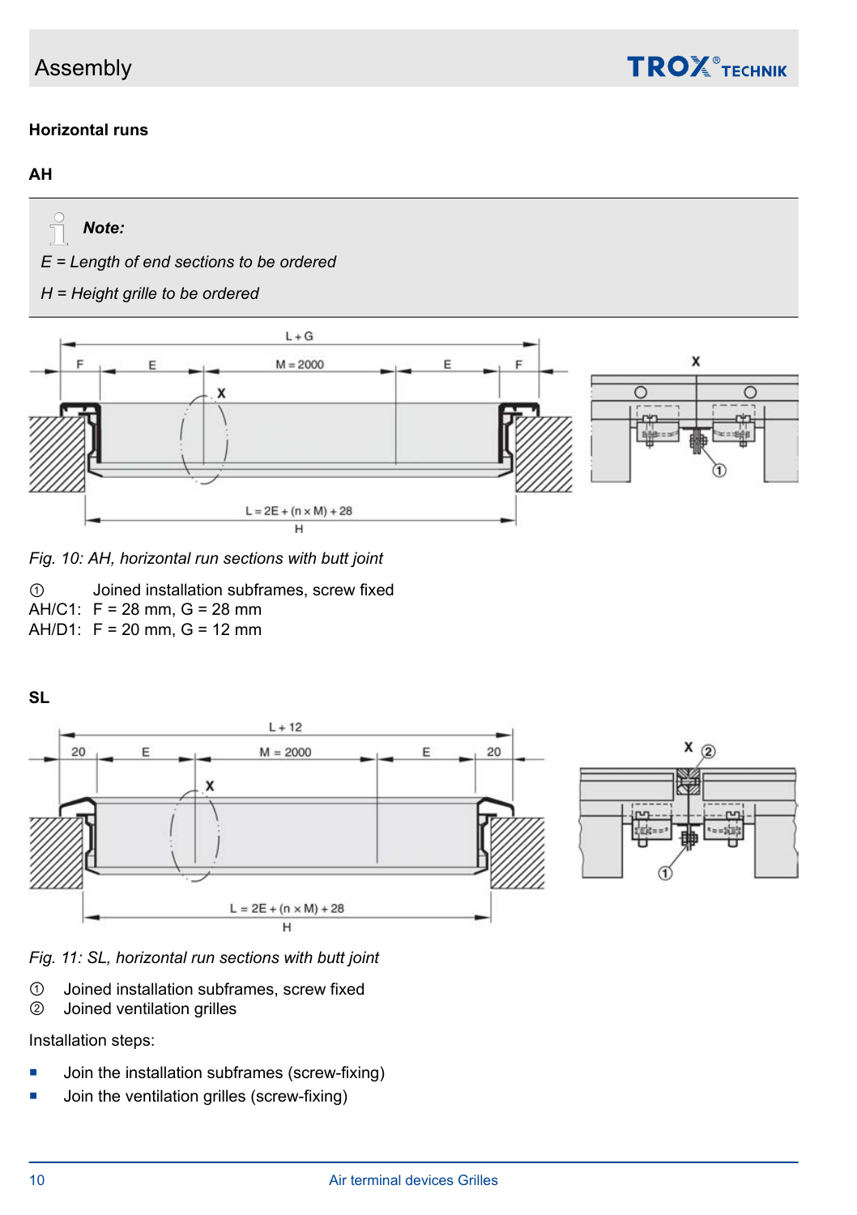## Horizontal runs

### AH

**Note:**

*E = Length of end sections to be ordered*

*H = Height grille to be ordered*

*Fig. 10: AH, horizontal run sections with butt joint*

① Joined installation subframes, screw fixed

AH/C1: F = 28 mm, G = 28 mm

AH/D1: F = 20 mm, G = 12 mm

### SL

*Fig. 11: SL, horizontal run sections with butt joint*

① Joined installation subframes, screw fixed

② Joined ventilation grilles

Installation steps:

- Join the installation subframes (screw-fixing)
- Join the ventilation grilles (screw-fixing)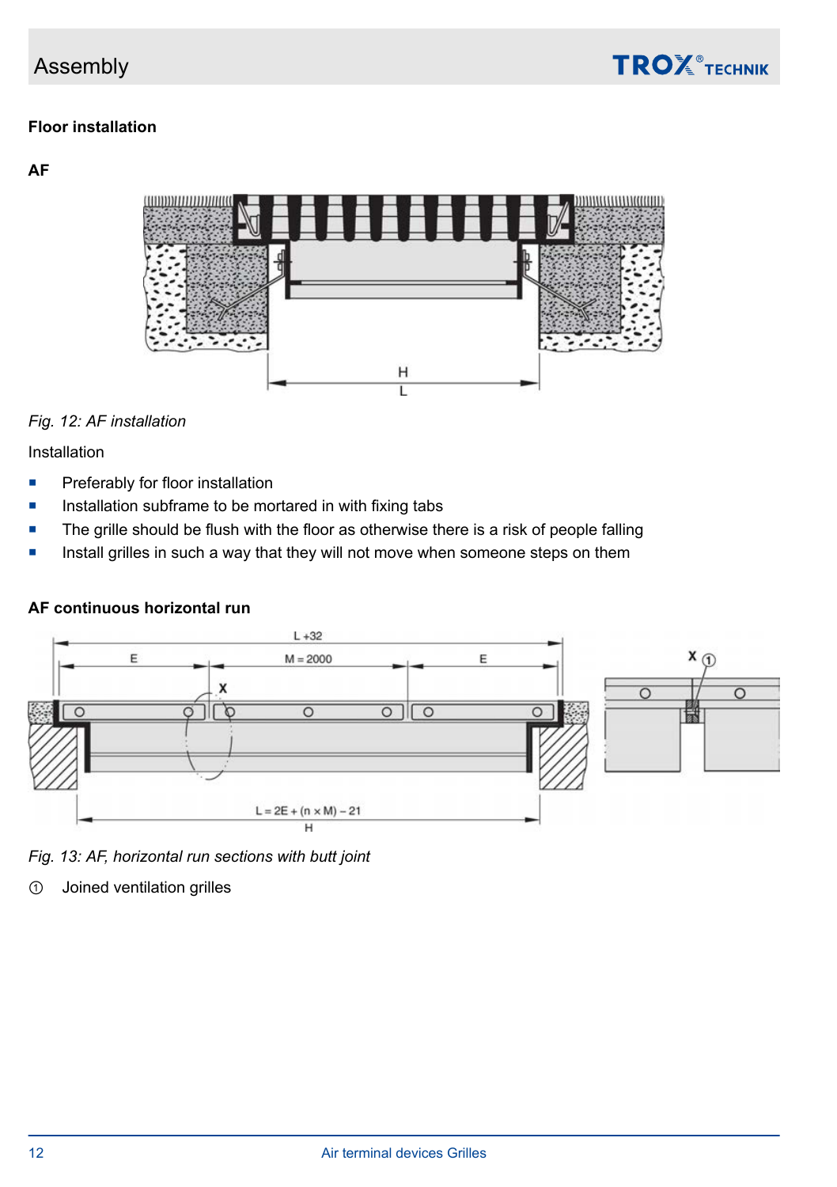## Floor installation

### AF

Fig. 12: AF installation

Installation

- Preferably for floor installation
- Installation subframe to be mortared in with fixing tabs
- The grille should be flush with the floor as otherwise there is a risk of people falling
- Install grilles in such a way that they will not move when someone steps on them

### AF continuous horizontal run

*Fig. 13: AF, horizontal run sections with butt joint*

① Joined ventilation grilles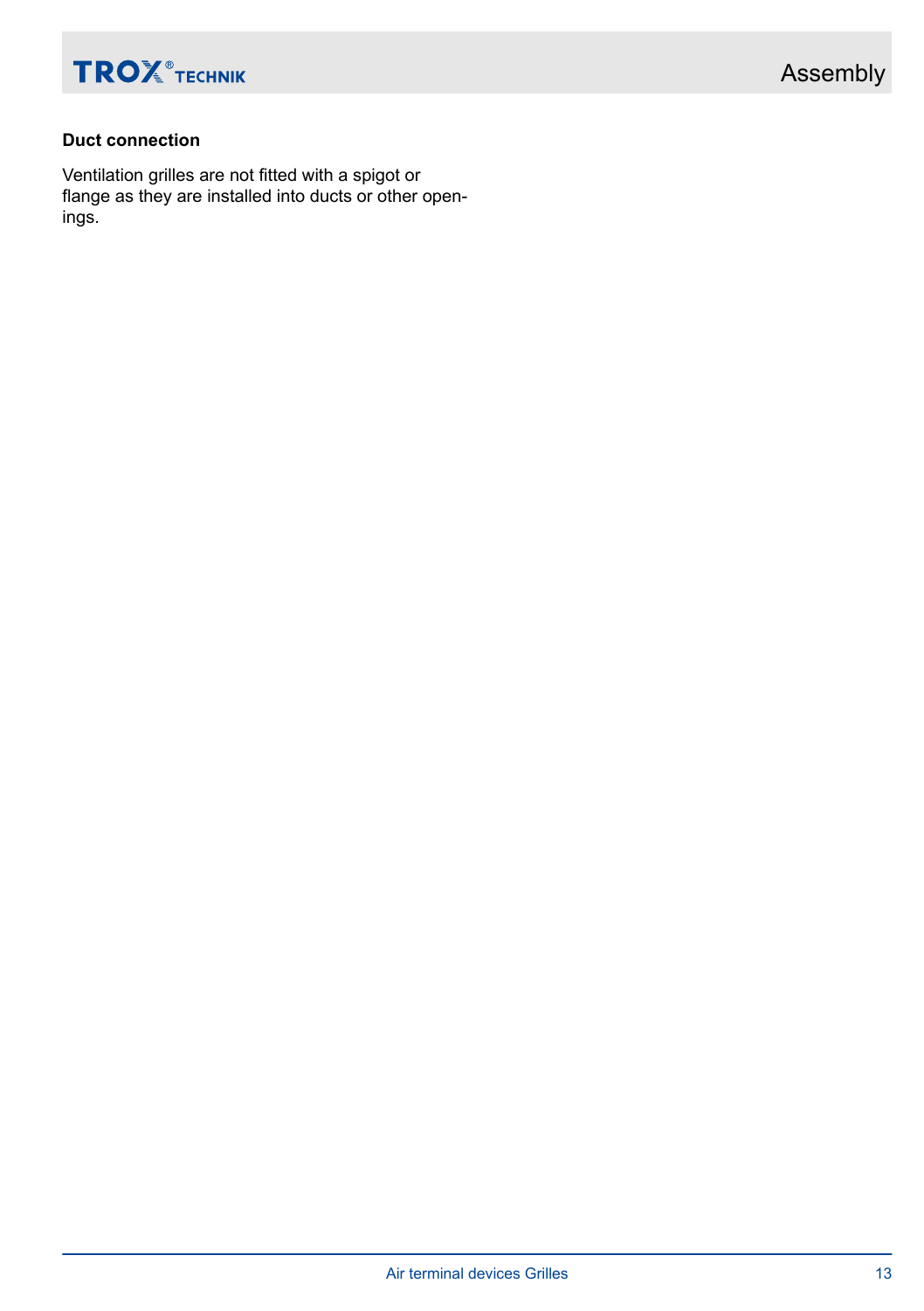### Duct connection

Ventilation grilles are not fitted with a spigot or flange as they are installed into ducts or other openings.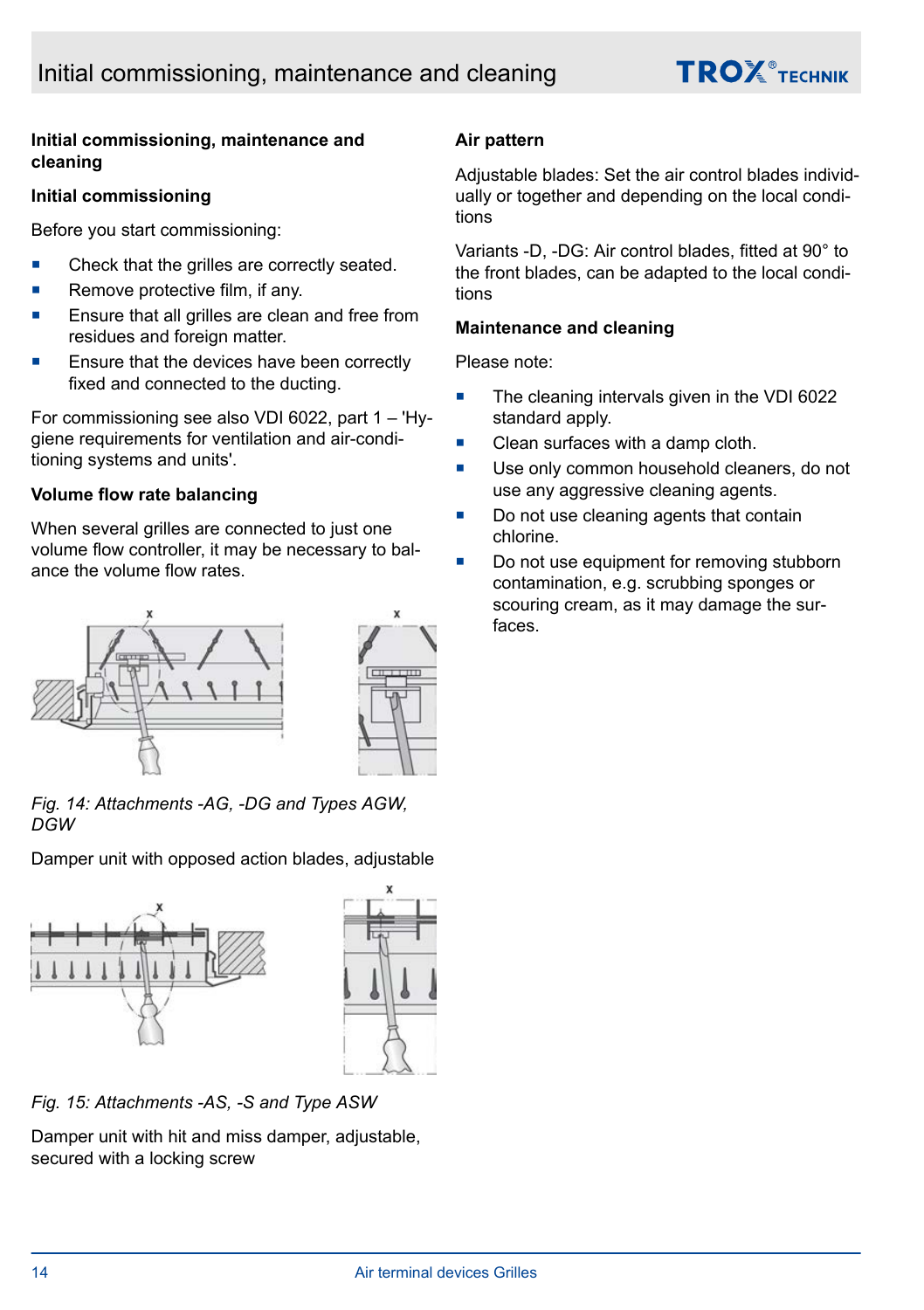## Initial commissioning, maintenance and cleaning

### Initial commissioning

Before you start commissioning:

- Check that the grilles are correctly seated.
- Remove protective film, if any.
- Ensure that all grilles are clean and free from residues and foreign matter.
- Ensure that the devices have been correctly fixed and connected to the ducting.

For commissioning see also VDI 6022, part 1 – 'Hygiene requirements for ventilation and air-conditioning systems and units'.

### Volume flow rate balancing

When several grilles are connected to just one volume flow controller, it may be necessary to balance the volume flow rates.

*Fig. 14: Attachments -AG, -DG and Types AGW, DGW*

Damper unit with opposed action blades, adjustable

*Fig. 15: Attachments -AS, -S and Type ASW*

Damper unit with hit and miss damper, adjustable, secured with a locking screw

### Air pattern

Adjustable blades: Set the air control blades individually or together and depending on the local conditions

Variants -D, -DG: Air control blades, fitted at 90° to the front blades, can be adapted to the local conditions

### Maintenance and cleaning

Please note:

- The cleaning intervals given in the VDI 6022 standard apply.
- Clean surfaces with a damp cloth.
- Use only common household cleaners, do not use any aggressive cleaning agents.
- Do not use cleaning agents that contain chlorine.
- Do not use equipment for removing stubborn contamination, e.g. scrubbing sponges or scouring cream, as it may damage the surfaces.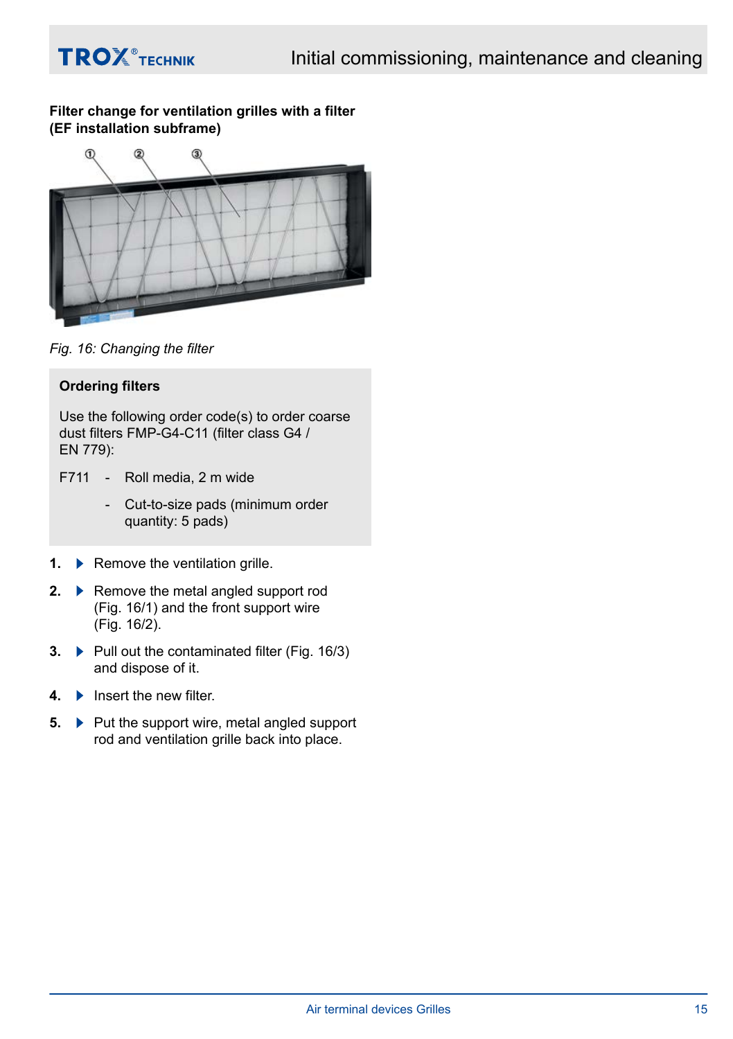### Filter change for ventilation grilles with a filter (EF installation subframe)

*Fig. 16: Changing the filter*

**Ordering filters**

Use the following order code(s) to order coarse dust filters FMP-G4-C11 (filter class G4 / EN 779):

F711 - Roll media, 2 m wide

- Cut-to-size pads (minimum order quantity: 5 pads)

1. Remove the ventilation grille.
2. Remove the metal angled support rod (Fig. 16/1) and the front support wire (Fig. 16/2).
3. Pull out the contaminated filter (Fig. 16/3) and dispose of it.
4. Insert the new filter.
5. Put the support wire, metal angled support rod and ventilation grille back into place.